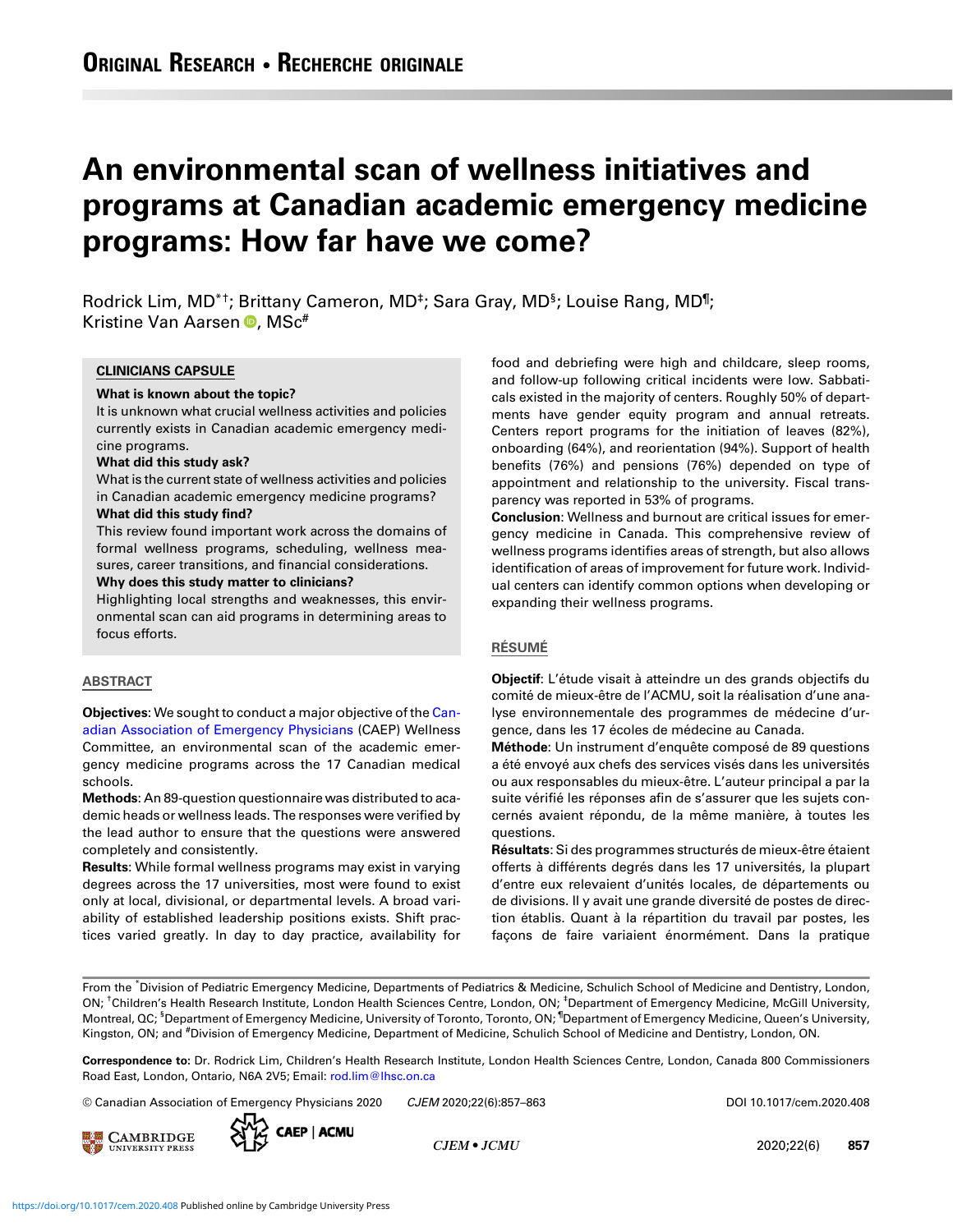ORIGINAL RESEARCH • RECHERCHE ORIGINALE

# An environmental scan of wellness initiatives and programs at Canadian academic emergency medicine programs: How far have we come?

Rodrick Lim, MD[*†]; Brittany Cameron, MD[‡]; Sara Gray, MD[§]; Louise Rang, MD[¶]; Kristine Van Aarsen, MSc[#]

## CLINICIANS CAPSULE

**What is known about the topic?**
It is unknown what crucial wellness activities and policies currently exists in Canadian academic emergency medicine programs.

**What did this study ask?**
What is the current state of wellness activities and policies in Canadian academic emergency medicine programs?

**What did this study find?**
This review found important work across the domains of formal wellness programs, scheduling, wellness measures, career transitions, and financial considerations.

**Why does this study matter to clinicians?**
Highlighting local strengths and weaknesses, this environmental scan can aid programs in determining areas to focus efforts.

## ABSTRACT

**Objectives**: We sought to conduct a major objective of the Canadian Association of Emergency Physicians (CAEP) Wellness Committee, an environmental scan of the academic emergency medicine programs across the 17 Canadian medical schools.

**Methods**: An 89-question questionnaire was distributed to academic heads or wellness leads. The responses were verified by the lead author to ensure that the questions were answered completely and consistently.

**Results**: While formal wellness programs may exist in varying degrees across the 17 universities, most were found to exist only at local, divisional, or departmental levels. A broad variability of established leadership positions exists. Shift practices varied greatly. In day to day practice, availability for food and debriefing were high and childcare, sleep rooms, and follow-up following critical incidents were low. Sabbaticals existed in the majority of centers. Roughly 50% of departments have gender equity program and annual retreats. Centers report programs for the initiation of leaves (82%), onboarding (64%), and reorientation (94%). Support of health benefits (76%) and pensions (76%) depended on type of appointment and relationship to the university. Fiscal transparency was reported in 53% of programs.

**Conclusion**: Wellness and burnout are critical issues for emergency medicine in Canada. This comprehensive review of wellness programs identifies areas of strength, but also allows identification of areas of improvement for future work. Individual centers can identify common options when developing or expanding their wellness programs.

## RÉSUMÉ

**Objectif**: L'étude visait à atteindre un des grands objectifs du comité de mieux-être de l'ACMU, soit la réalisation d'une analyse environnementale des programmes de médecine d'urgence, dans les 17 écoles de médecine au Canada.

**Méthode**: Un instrument d'enquête composé de 89 questions a été envoyé aux chefs des services visés dans les universités ou aux responsables du mieux-être. L'auteur principal a par la suite vérifié les réponses afin de s'assurer que les sujets concernés avaient répondu, de la même manière, à toutes les questions.

**Résultats**: Si des programmes structurés de mieux-être étaient offerts à différents degrés dans les 17 universités, la plupart d'entre eux relevaient d'unités locales, de départements ou de divisions. Il y avait une grande diversité de postes de direction établis. Quant à la répartition du travail par postes, les façons de faire variaient énormément. Dans la pratique

From the [*]Division of Pediatric Emergency Medicine, Departments of Pediatrics & Medicine, Schulich School of Medicine and Dentistry, London, ON; [†]Children's Health Research Institute, London Health Sciences Centre, London, ON; [‡]Department of Emergency Medicine, McGill University, Montreal, QC; [§]Department of Emergency Medicine, University of Toronto, Toronto, ON; [¶]Department of Emergency Medicine, Queen's University, Kingston, ON; and [#]Division of Emergency Medicine, Department of Medicine, Schulich School of Medicine and Dentistry, London, ON.

**Correspondence to:** Dr. Rodrick Lim, Children's Health Research Institute, London Health Sciences Centre, London, Canada 800 Commissioners Road East, London, Ontario, N6A 2V5; Email: rod.lim@lhsc.on.ca

© Canadian Association of Emergency Physicians 2020 CJEM 2020;22(6):857–863 DOI 10.1017/cem.2020.408

https://doi.org/10.1017/cem.2020.408 Published online by Cambridge University Press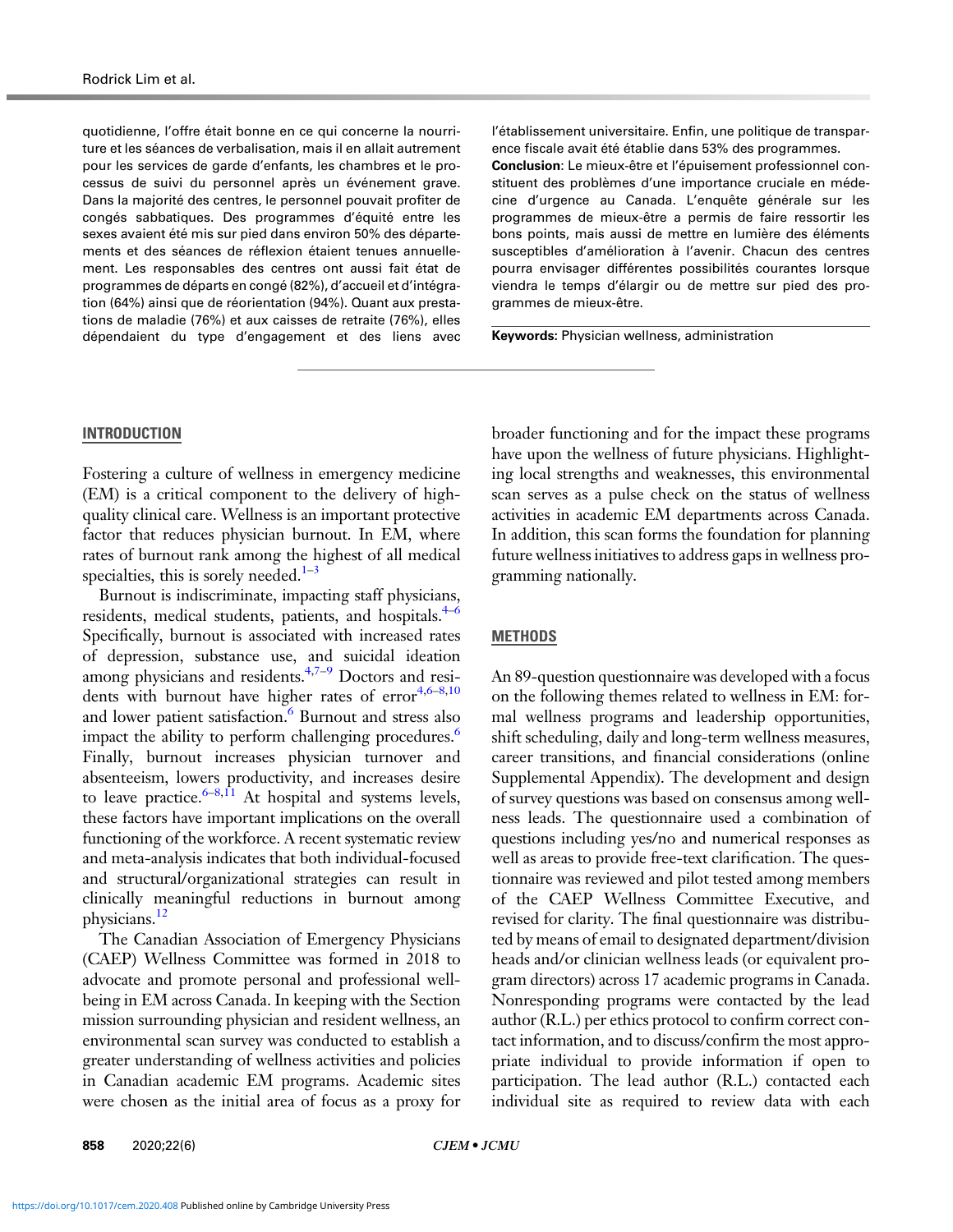quotidienne, l'offre était bonne en ce qui concerne la nourriture et les séances de verbalisation, mais il en allait autrement pour les services de garde d'enfants, les chambres et le processus de suivi du personnel après un événement grave. Dans la majorité des centres, le personnel pouvait profiter de congés sabbatiques. Des programmes d'équité entre les sexes avaient été mis sur pied dans environ 50% des départements et des séances de réflexion étaient tenues annuellement. Les responsables des centres ont aussi fait état de programmes de départs en congé (82%), d'accueil et d'intégration (64%) ainsi que de réorientation (94%). Quant aux prestations de maladie (76%) et aux caisses de retraite (76%), elles dépendaient du type d'engagement et des liens avec l'établissement universitaire. Enfin, une politique de transparence fiscale avait été établie dans 53% des programmes.

**Conclusion**: Le mieux-être et l'épuisement professionnel constituent des problèmes d'une importance cruciale en médecine d'urgence au Canada. L'enquête générale sur les programmes de mieux-être a permis de faire ressortir les bons points, mais aussi de mettre en lumière des éléments susceptibles d'amélioration à l'avenir. Chacun des centres pourra envisager différentes possibilités courantes lorsque viendra le temps d'élargir ou de mettre sur pied des programmes de mieux-être.

**Keywords:** Physician wellness, administration

## INTRODUCTION

Fostering a culture of wellness in emergency medicine (EM) is a critical component to the delivery of high-quality clinical care. Wellness is an important protective factor that reduces physician burnout. In EM, where rates of burnout rank among the highest of all medical specialties, this is sorely needed.[1–3]

Burnout is indiscriminate, impacting staff physicians, residents, medical students, patients, and hospitals.[4–6] Specifically, burnout is associated with increased rates of depression, substance use, and suicidal ideation among physicians and residents.[4,7–9] Doctors and residents with burnout have higher rates of error[4,6–8,10] and lower patient satisfaction.[6] Burnout and stress also impact the ability to perform challenging procedures.[6] Finally, burnout increases physician turnover and absenteeism, lowers productivity, and increases desire to leave practice.[6–8,11] At hospital and systems levels, these factors have important implications on the overall functioning of the workforce. A recent systematic review and meta-analysis indicates that both individual-focused and structural/organizational strategies can result in clinically meaningful reductions in burnout among physicians.[12]

The Canadian Association of Emergency Physicians (CAEP) Wellness Committee was formed in 2018 to advocate and promote personal and professional well-being in EM across Canada. In keeping with the Section mission surrounding physician and resident wellness, an environmental scan survey was conducted to establish a greater understanding of wellness activities and policies in Canadian academic EM programs. Academic sites were chosen as the initial area of focus as a proxy for broader functioning and for the impact these programs have upon the wellness of future physicians. Highlighting local strengths and weaknesses, this environmental scan serves as a pulse check on the status of wellness activities in academic EM departments across Canada. In addition, this scan forms the foundation for planning future wellness initiatives to address gaps in wellness programming nationally.

## METHODS

An 89-question questionnaire was developed with a focus on the following themes related to wellness in EM: formal wellness programs and leadership opportunities, shift scheduling, daily and long-term wellness measures, career transitions, and financial considerations (online Supplemental Appendix). The development and design of survey questions was based on consensus among wellness leads. The questionnaire used a combination of questions including yes/no and numerical responses as well as areas to provide free-text clarification. The questionnaire was reviewed and pilot tested among members of the CAEP Wellness Committee Executive, and revised for clarity. The final questionnaire was distributed by means of email to designated department/division heads and/or clinician wellness leads (or equivalent program directors) across 17 academic programs in Canada. Nonresponding programs were contacted by the lead author (R.L.) per ethics protocol to confirm correct contact information, and to discuss/confirm the most appropriate individual to provide information if open to participation. The lead author (R.L.) contacted each individual site as required to review data with each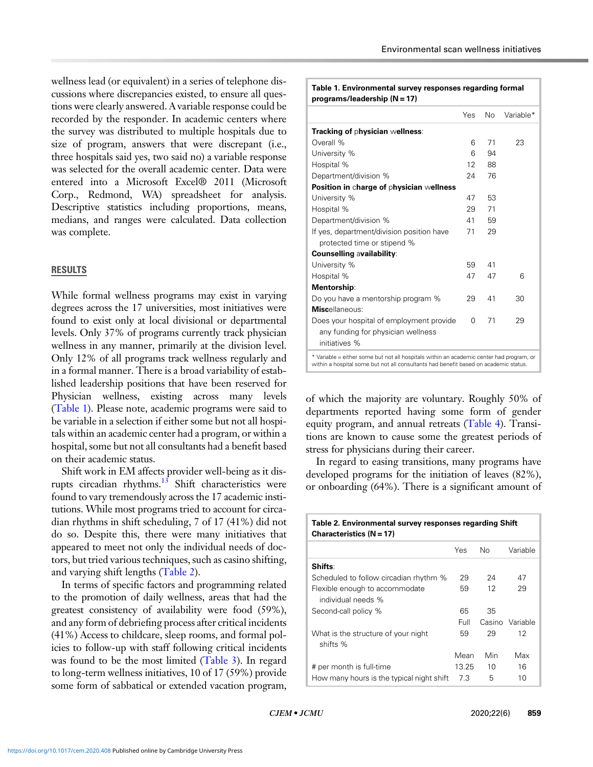wellness lead (or equivalent) in a series of telephone discussions where discrepancies existed, to ensure all questions were clearly answered. A variable response could be recorded by the responder. In academic centers where the survey was distributed to multiple hospitals due to size of program, answers that were discrepant (i.e., three hospitals said yes, two said no) a variable response was selected for the overall academic center. Data were entered into a Microsoft Excel® 2011 (Microsoft Corp., Redmond, WA) spreadsheet for analysis. Descriptive statistics including proportions, means, medians, and ranges were calculated. Data collection was complete.

## RESULTS

While formal wellness programs may exist in varying degrees across the 17 universities, most initiatives were found to exist only at local divisional or departmental levels. Only 37% of programs currently track physician wellness in any manner, primarily at the division level. Only 12% of all programs track wellness regularly and in a formal manner. There is a broad variability of established leadership positions that have been reserved for Physician wellness, existing across many levels (Table 1). Please note, academic programs were said to be variable in a selection if either some but not all hospitals within an academic center had a program, or within a hospital, some but not all consultants had a benefit based on their academic status.

Shift work in EM affects provider well-being as it disrupts circadian rhythms.[13] Shift characteristics were found to vary tremendously across the 17 academic institutions. While most programs tried to account for circadian rhythms in shift scheduling, 7 of 17 (41%) did not do so. Despite this, there were many initiatives that appeared to meet not only the individual needs of doctors, but tried various techniques, such as casino shifting, and varying shift lengths (Table 2).

In terms of specific factors and programming related to the promotion of daily wellness, areas that had the greatest consistency of availability were food (59%), and any form of debriefing process after critical incidents (41%) Access to childcare, sleep rooms, and formal policies to follow-up with staff following critical incidents was found to be the most limited (Table 3). In regard to long-term wellness initiatives, 10 of 17 (59%) provide some form of sabbatical or extended vacation program, of which the majority are voluntary. Roughly 50% of departments reported having some form of gender equity program, and annual retreats (Table 4). Transitions are known to cause some the greatest periods of stress for physicians during their career.

In regard to easing transitions, many programs have developed programs for the initiation of leaves (82%), or onboarding (64%). There is a significant amount of

**Table 1. Environmental survey responses regarding formal programs/leadership (N = 17)**

| | Yes | No | Variable* |
|---|---|---|---|
| **Tracking of physician wellness**: | | | |
| Overall % | 6 | 71 | 23 |
| University % | 6 | 94 | |
| Hospital % | 12 | 88 | |
| Department/division % | 24 | 76 | |
| **Position in charge of physician wellness** | | | |
| University % | 47 | 53 | |
| Hospital % | 29 | 71 | |
| Department/division % | 41 | 59 | |
| If yes, department/division position have protected time or stipend % | 71 | 29 | |
| **Counselling availability**: | | | |
| University % | 59 | 41 | |
| Hospital % | 47 | 47 | 6 |
| **Mentorship**: | | | |
| Do you have a mentorship program % | 29 | 41 | 30 |
| **Miscellaneous**: | | | |
| Does your hospital of employment provide any funding for physician wellness initiatives % | 0 | 71 | 29 |

\* Variable = either some but not all hospitals within an academic center had program, or within a hospital some but not all consultants had benefit based on academic status.

**Table 2. Environmental survey responses regarding Shift Characteristics (N = 17)**

| | Yes | No | Variable |
|---|---|---|---|
| **Shifts**: | | | |
| Scheduled to follow circadian rhythm % | 29 | 24 | 47 |
| Flexible enough to accommodate individual needs % | 59 | 12 | 29 |
| Second-call policy % | 65 | 35 | |
| | Full | Casino | Variable |
| What is the structure of your night shifts % | 59 | 29 | 12 |
| | Mean | Min | Max |
| # per month is full-time | 13.25 | 10 | 16 |
| How many hours is the typical night shift | 7.3 | 5 | 10 |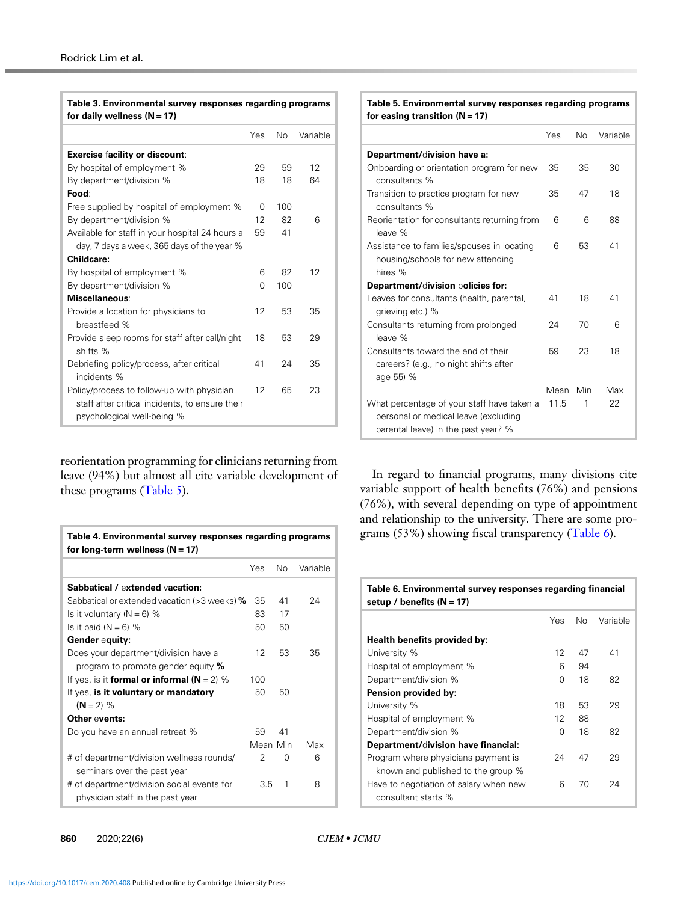**Table 3. Environmental survey responses regarding programs for daily wellness (N = 17)**

| | Yes | No | Variable |
|---|---|---|---|
| **Exercise facility or discount:** | | | |
| By hospital of employment % | 29 | 59 | 12 |
| By department/division % | 18 | 18 | 64 |
| **Food:** | | | |
| Free supplied by hospital of employment % | 0 | 100 | |
| By department/division % | 12 | 82 | 6 |
| Available for staff in your hospital 24 hours a day, 7 days a week, 365 days of the year % | 59 | 41 | |
| **Childcare:** | | | |
| By hospital of employment % | 6 | 82 | 12 |
| By department/division % | 0 | 100 | |
| **Miscellaneous:** | | | |
| Provide a location for physicians to breastfeed % | 12 | 53 | 35 |
| Provide sleep rooms for staff after call/night shifts % | 18 | 53 | 29 |
| Debriefing policy/process, after critical incidents % | 41 | 24 | 35 |
| Policy/process to follow-up with physician staff after critical incidents, to ensure their psychological well-being % | 12 | 65 | 23 |

reorientation programming for clinicians returning from leave (94%) but almost all cite variable development of these programs (Table 5).

**Table 4. Environmental survey responses regarding programs for long-term wellness (N = 17)**

| | Yes | No | Variable |
|---|---|---|---|
| **Sabbatical / extended vacation:** | | | |
| Sabbatical or extended vacation (>3 weeks) **%** | 35 | 41 | 24 |
| Is it voluntary (N = 6) % | 83 | 17 | |
| Is it paid (N = 6) % | 50 | 50 | |
| **Gender equity:** | | | |
| Does your department/division have a program to promote gender equity **%** | 12 | 53 | 35 |
| If yes, is it **formal or informal (N** = 2) % | 100 | | |
| If yes, **is it voluntary or mandatory (N** = 2) % | 50 | 50 | |
| **Other events:** | | | |
| Do you have an annual retreat % | 59 | 41 | |
| | Mean | Min | Max |
| # of department/division wellness rounds/ seminars over the past year | 2 | 0 | 6 |
| # of department/division social events for physician staff in the past year | 3.5 | 1 | 8 |

**Table 5. Environmental survey responses regarding programs for easing transition (N = 17)**

| | Yes | No | Variable |
|---|---|---|---|
| **Department/division have a:** | | | |
| Onboarding or orientation program for new consultants % | 35 | 35 | 30 |
| Transition to practice program for new consultants % | 35 | 47 | 18 |
| Reorientation for consultants returning from leave % | 6 | 6 | 88 |
| Assistance to families/spouses in locating housing/schools for new attending hires % | 6 | 53 | 41 |
| **Department/division policies for:** | | | |
| Leaves for consultants (health, parental, grieving etc.) % | 41 | 18 | 41 |
| Consultants returning from prolonged leave % | 24 | 70 | 6 |
| Consultants toward the end of their careers? (e.g., no night shifts after age 55) % | 59 | 23 | 18 |
| | Mean | Min | Max |
| What percentage of your staff have taken a personal or medical leave (excluding parental leave) in the past year? % | 11.5 | 1 | 22 |

In regard to financial programs, many divisions cite variable support of health benefits (76%) and pensions (76%), with several depending on type of appointment and relationship to the university. There are some programs (53%) showing fiscal transparency (Table 6).

**Table 6. Environmental survey responses regarding financial setup / benefits (N = 17)**

| | Yes | No | Variable |
|---|---|---|---|
| **Health benefits provided by:** | | | |
| University % | 12 | 47 | 41 |
| Hospital of employment % | 6 | 94 | |
| Department/division % | 0 | 18 | 82 |
| **Pension provided by:** | | | |
| University % | 18 | 53 | 29 |
| Hospital of employment % | 12 | 88 | |
| Department/division % | 0 | 18 | 82 |
| **Department/division have financial:** | | | |
| Program where physicians payment is known and published to the group % | 24 | 47 | 29 |
| Have to negotiation of salary when new consultant starts % | 6 | 70 | 24 |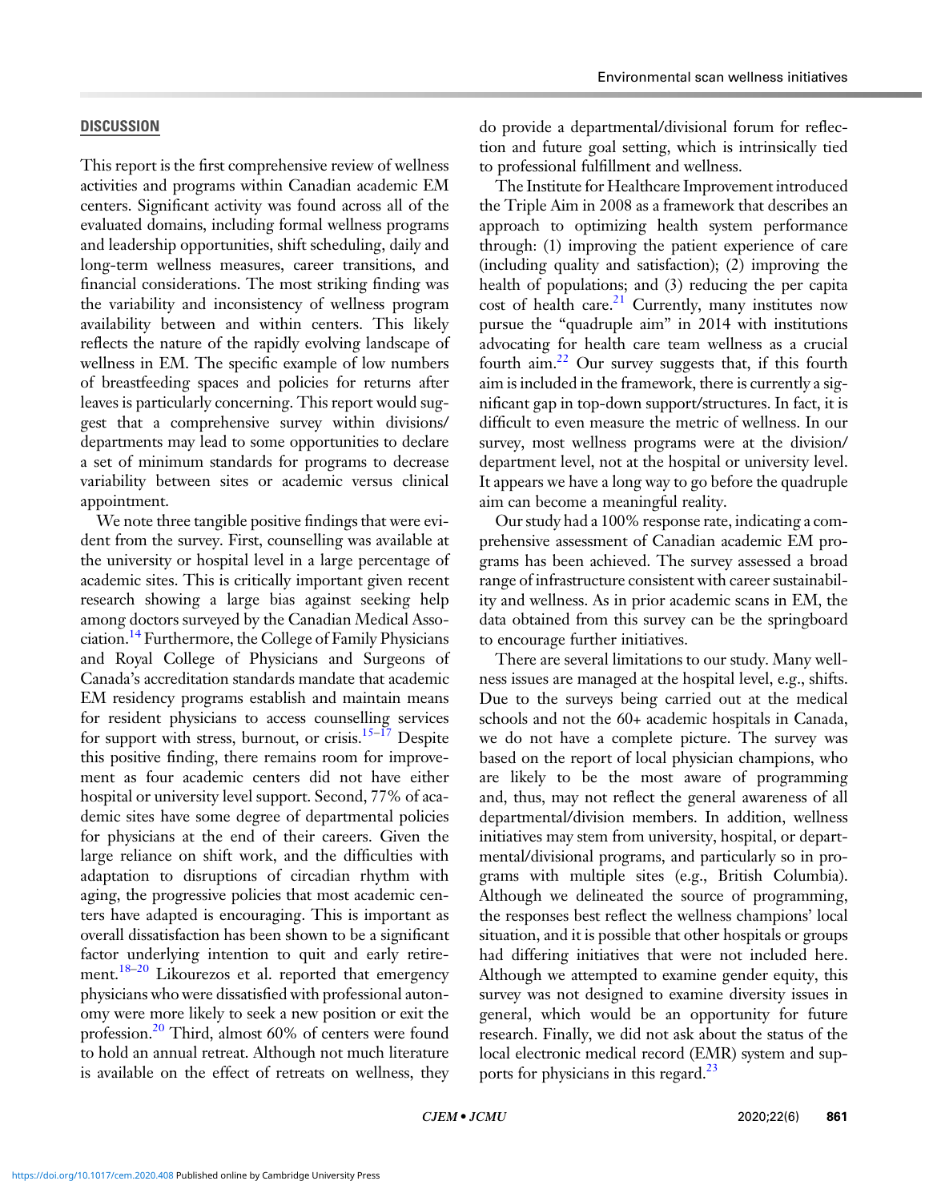## DISCUSSION

This report is the first comprehensive review of wellness activities and programs within Canadian academic EM centers. Significant activity was found across all of the evaluated domains, including formal wellness programs and leadership opportunities, shift scheduling, daily and long-term wellness measures, career transitions, and financial considerations. The most striking finding was the variability and inconsistency of wellness program availability between and within centers. This likely reflects the nature of the rapidly evolving landscape of wellness in EM. The specific example of low numbers of breastfeeding spaces and policies for returns after leaves is particularly concerning. This report would suggest that a comprehensive survey within divisions/departments may lead to some opportunities to declare a set of minimum standards for programs to decrease variability between sites or academic versus clinical appointment.

We note three tangible positive findings that were evident from the survey. First, counselling was available at the university or hospital level in a large percentage of academic sites. This is critically important given recent research showing a large bias against seeking help among doctors surveyed by the Canadian Medical Association.[14] Furthermore, the College of Family Physicians and Royal College of Physicians and Surgeons of Canada's accreditation standards mandate that academic EM residency programs establish and maintain means for resident physicians to access counselling services for support with stress, burnout, or crisis.[15–17] Despite this positive finding, there remains room for improvement as four academic centers did not have either hospital or university level support. Second, 77% of academic sites have some degree of departmental policies for physicians at the end of their careers. Given the large reliance on shift work, and the difficulties with adaptation to disruptions of circadian rhythm with aging, the progressive policies that most academic centers have adapted is encouraging. This is important as overall dissatisfaction has been shown to be a significant factor underlying intention to quit and early retirement.[18–20] Likourezos et al. reported that emergency physicians who were dissatisfied with professional autonomy were more likely to seek a new position or exit the profession.[20] Third, almost 60% of centers were found to hold an annual retreat. Although not much literature is available on the effect of retreats on wellness, they do provide a departmental/divisional forum for reflection and future goal setting, which is intrinsically tied to professional fulfillment and wellness.

The Institute for Healthcare Improvement introduced the Triple Aim in 2008 as a framework that describes an approach to optimizing health system performance through: (1) improving the patient experience of care (including quality and satisfaction); (2) improving the health of populations; and (3) reducing the per capita cost of health care.[21] Currently, many institutes now pursue the "quadruple aim" in 2014 with institutions advocating for health care team wellness as a crucial fourth aim.[22] Our survey suggests that, if this fourth aim is included in the framework, there is currently a significant gap in top-down support/structures. In fact, it is difficult to even measure the metric of wellness. In our survey, most wellness programs were at the division/department level, not at the hospital or university level. It appears we have a long way to go before the quadruple aim can become a meaningful reality.

Our study had a 100% response rate, indicating a comprehensive assessment of Canadian academic EM programs has been achieved. The survey assessed a broad range of infrastructure consistent with career sustainability and wellness. As in prior academic scans in EM, the data obtained from this survey can be the springboard to encourage further initiatives.

There are several limitations to our study. Many wellness issues are managed at the hospital level, e.g., shifts. Due to the surveys being carried out at the medical schools and not the 60+ academic hospitals in Canada, we do not have a complete picture. The survey was based on the report of local physician champions, who are likely to be the most aware of programming and, thus, may not reflect the general awareness of all departmental/division members. In addition, wellness initiatives may stem from university, hospital, or departmental/divisional programs, and particularly so in programs with multiple sites (e.g., British Columbia). Although we delineated the source of programming, the responses best reflect the wellness champions' local situation, and it is possible that other hospitals or groups had differing initiatives that were not included here. Although we attempted to examine gender equity, this survey was not designed to examine diversity issues in general, which would be an opportunity for future research. Finally, we did not ask about the status of the local electronic medical record (EMR) system and supports for physicians in this regard.[23]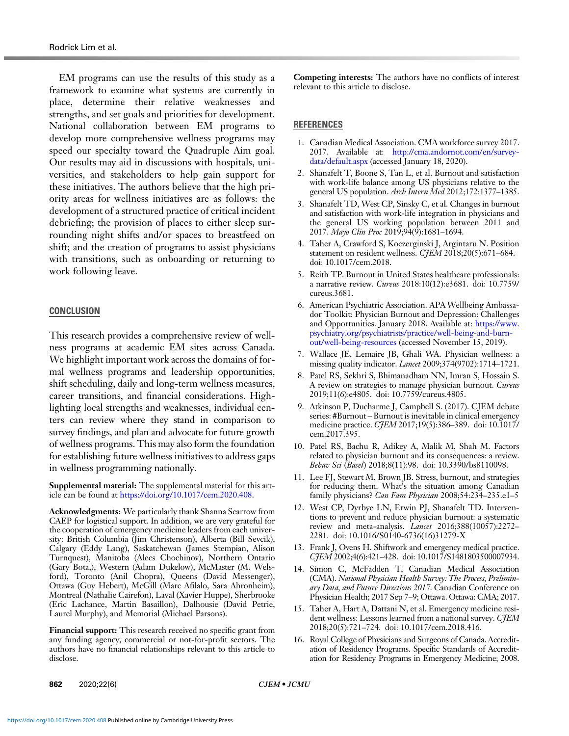EM programs can use the results of this study as a framework to examine what systems are currently in place, determine their relative weaknesses and strengths, and set goals and priorities for development. National collaboration between EM programs to develop more comprehensive wellness programs may speed our specialty toward the Quadruple Aim goal. Our results may aid in discussions with hospitals, universities, and stakeholders to help gain support for these initiatives. The authors believe that the high priority areas for wellness initiatives are as follows: the development of a structured practice of critical incident debriefing; the provision of places to either sleep surrounding night shifts and/or spaces to breastfeed on shift; and the creation of programs to assist physicians with transitions, such as onboarding or returning to work following leave.

## CONCLUSION

This research provides a comprehensive review of wellness programs at academic EM sites across Canada. We highlight important work across the domains of formal wellness programs and leadership opportunities, shift scheduling, daily and long-term wellness measures, career transitions, and financial considerations. Highlighting local strengths and weaknesses, individual centers can review where they stand in comparison to survey findings, and plan and advocate for future growth of wellness programs. This may also form the foundation for establishing future wellness initiatives to address gaps in wellness programming nationally.

**Supplemental material:** The supplemental material for this article can be found at https://doi.org/10.1017/cem.2020.408.

**Acknowledgments:** We particularly thank Shanna Scarrow from CAEP for logistical support. In addition, we are very grateful for the cooperation of emergency medicine leaders from each university: British Columbia (Jim Christenson), Alberta (Bill Sevcik), Calgary (Eddy Lang), Saskatchewan (James Stempian, Alison Turnquest), Manitoba (Alecs Chochinov), Northern Ontario (Gary Bota,), Western (Adam Dukelow), McMaster (M. Welsford), Toronto (Anil Chopra), Queens (David Messenger), Ottawa (Guy Hebert), McGill (Marc Afilalo, Sara Ahronheim), Montreal (Nathalie Cairefon), Laval (Xavier Huppe), Sherbrooke (Eric Lachance, Martin Basaillon), Dalhousie (David Petrie, Laurel Murphy), and Memorial (Michael Parsons).

**Financial support:** This research received no specific grant from any funding agency, commercial or not-for-profit sectors. The authors have no financial relationships relevant to this article to disclose.

**Competing interests:** The authors have no conflicts of interest relevant to this article to disclose.

## REFERENCES

1. Canadian Medical Association. CMA workforce survey 2017. 2017. Available at: http://cma.andornot.com/en/survey-data/default.aspx (accessed January 18, 2020).
2. Shanafelt T, Boone S, Tan L, et al. Burnout and satisfaction with work-life balance among US physicians relative to the general US population. *Arch Intern Med* 2012;172:1377–1385.
3. Shanafelt TD, West CP, Sinsky C, et al. Changes in burnout and satisfaction with work-life integration in physicians and the general US working population between 2011 and 2017. *Mayo Clin Proc* 2019;94(9):1681–1694.
4. Taher A, Crawford S, Koczerginski J, Argintaru N. Position statement on resident wellness. *CJEM* 2018;20(5):671–684. doi: 10.1017/cem.2018.
5. Reith TP. Burnout in United States healthcare professionals: a narrative review. *Cureus* 2018:10(12):e3681. doi: 10.7759/cureus.3681.
6. American Psychiatric Association. APA Wellbeing Ambassador Toolkit: Physician Burnout and Depression: Challenges and Opportunities. January 2018. Available at: https://www.psychiatry.org/psychiatrists/practice/well-being-and-burnout/well-being-resources (accessed November 15, 2019).
7. Wallace JE, Lemaire JB, Ghali WA. Physician wellness: a missing quality indicator. *Lancet* 2009;374(9702):1714–1721.
8. Patel RS, Sekhri S, Bhimanadham NN, Imran S, Hossain S. A review on strategies to manage physician burnout. *Cureus* 2019;11(6):e4805. doi: 10.7759/cureus.4805.
9. Atkinson P, Ducharme J, Campbell S. (2017). CJEM debate series: #Burnout – Burnout is inevitable in clinical emergency medicine practice. *CJEM* 2017;19(5):386–389. doi: 10.1017/cem.2017.395.
10. Patel RS, Bachu R, Adikey A, Malik M, Shah M. Factors related to physician burnout and its consequences: a review. *Behav Sci* (*Basel*) 2018;8(11):98. doi: 10.3390/bs8110098.
11. Lee FJ, Stewart M, Brown JB. Stress, burnout, and strategies for reducing them. What's the situation among Canadian family physicians? *Can Fam Physician* 2008;54:234–235.e1–5
12. West CP, Dyrbye LN, Erwin PJ, Shanafelt TD. Interventions to prevent and reduce physician burnout: a systematic review and meta-analysis. *Lancet* 2016;388(10057):2272–2281. doi: 10.1016/S0140-6736(16)31279-X
13. Frank J, Ovens H. Shiftwork and emergency medical practice. *CJEM* 2002;4(6):421–428. doi: 10.1017/S1481803500007934.
14. Simon C, McFadden T, Canadian Medical Association (CMA). *National Physician Health Survey: The Process, Preliminary Data, and Future Directions 2017*. Canadian Conference on Physician Health; 2017 Sep 7–9; Ottawa. Ottawa: CMA; 2017.
15. Taher A, Hart A, Dattani N, et al. Emergency medicine resident wellness: Lessons learned from a national survey. *CJEM* 2018;20(5):721–724. doi: 10.1017/cem.2018.416.
16. Royal College of Physicians and Surgeons of Canada. Accreditation of Residency Programs. Specific Standards of Accreditation for Residency Programs in Emergency Medicine; 2008.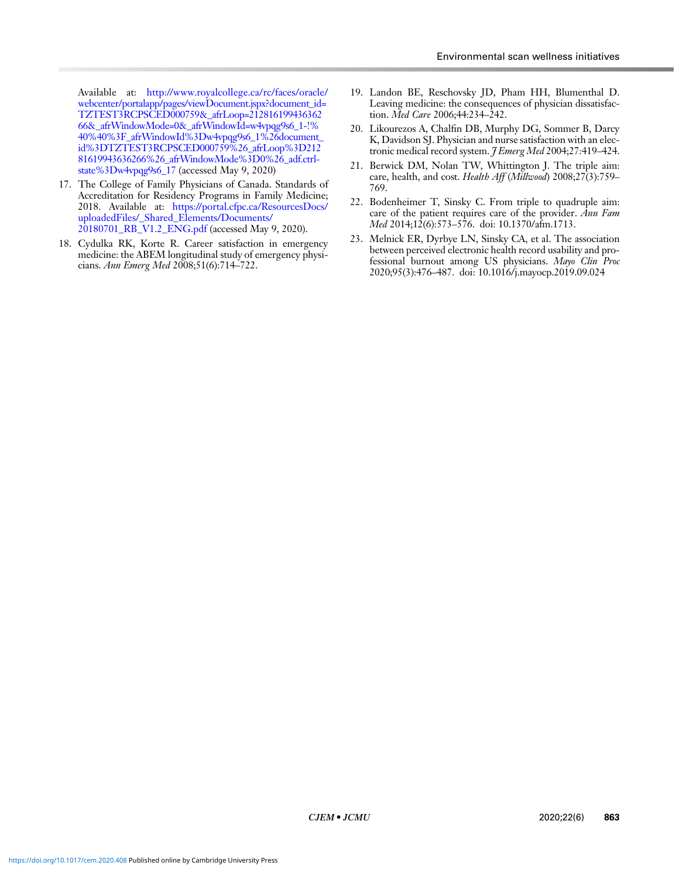Available at: http://www.royalcollege.ca/rc/faces/oracle/webcenter/portalapp/pages/viewDocument.jspx?document_id=TZTEST3RCPSCED000759&_afrLoop=21281619943636266&_afrWindowMode=0&_afrWindowId=w4vpqg9s6_1-!%40%40%3F_afrWindowId%3Dw4vpqg9s6_1%26document_id%3DTZTEST3RCPSCED000759%26_afrLoop%3D21281619943636266%26_afrWindowMode%3D0%26_adf.ctrl-state%3Dw4vpqg9s6_17 (accessed May 9, 2020)

17. The College of Family Physicians of Canada. Standards of Accreditation for Residency Programs in Family Medicine; 2018. Available at: https://portal.cfpc.ca/ResourcesDocs/uploadedFiles/_Shared_Elements/Documents/20180701_RB_V1.2_ENG.pdf (accessed May 9, 2020).
18. Cydulka RK, Korte R. Career satisfaction in emergency medicine: the ABEM longitudinal study of emergency physicians. *Ann Emerg Med* 2008;51(6):714–722.
19. Landon BE, Reschovsky JD, Pham HH, Blumenthal D. Leaving medicine: the consequences of physician dissatisfaction. *Med Care* 2006;44:234–242.
20. Likourezos A, Chalfin DB, Murphy DG, Sommer B, Darcy K, Davidson SJ. Physician and nurse satisfaction with an electronic medical record system. *J Emerg Med* 2004;27:419–424.
21. Berwick DM, Nolan TW, Whittington J. The triple aim: care, health, and cost. *Health Aff (Millwood)* 2008;27(3):759–769.
22. Bodenheimer T, Sinsky C. From triple to quadruple aim: care of the patient requires care of the provider. *Ann Fam Med* 2014;12(6):573–576. doi: 10.1370/afm.1713.
23. Melnick ER, Dyrbye LN, Sinsky CA, et al. The association between perceived electronic health record usability and professional burnout among US physicians. *Mayo Clin Proc* 2020;95(3):476–487. doi: 10.1016/j.mayocp.2019.09.024